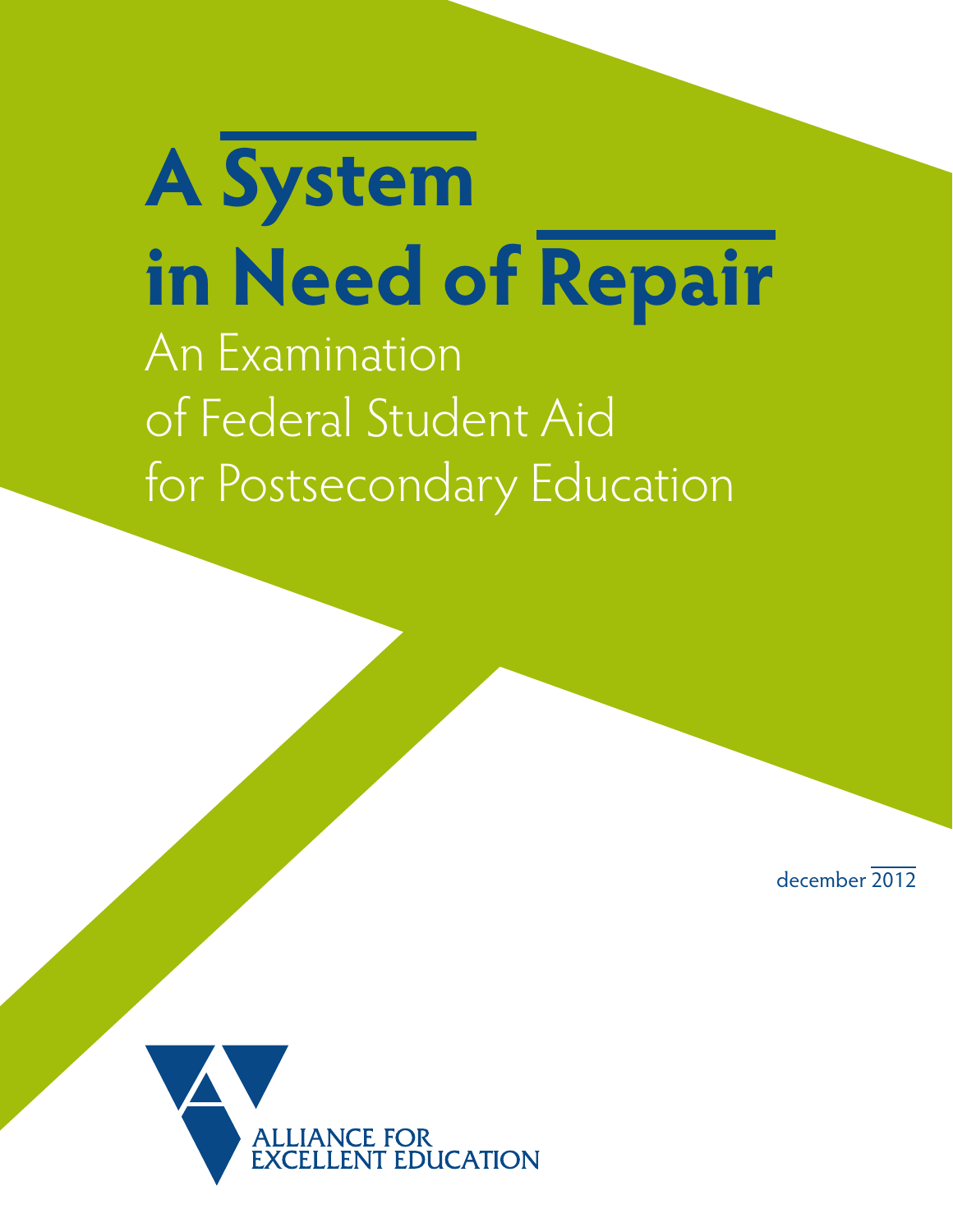# A System in Need of Repair

## An Examination of Federal Student Aid for Postsecondary Education

december 2012

ALLIANCE FOR EXCELLENT EDUCATION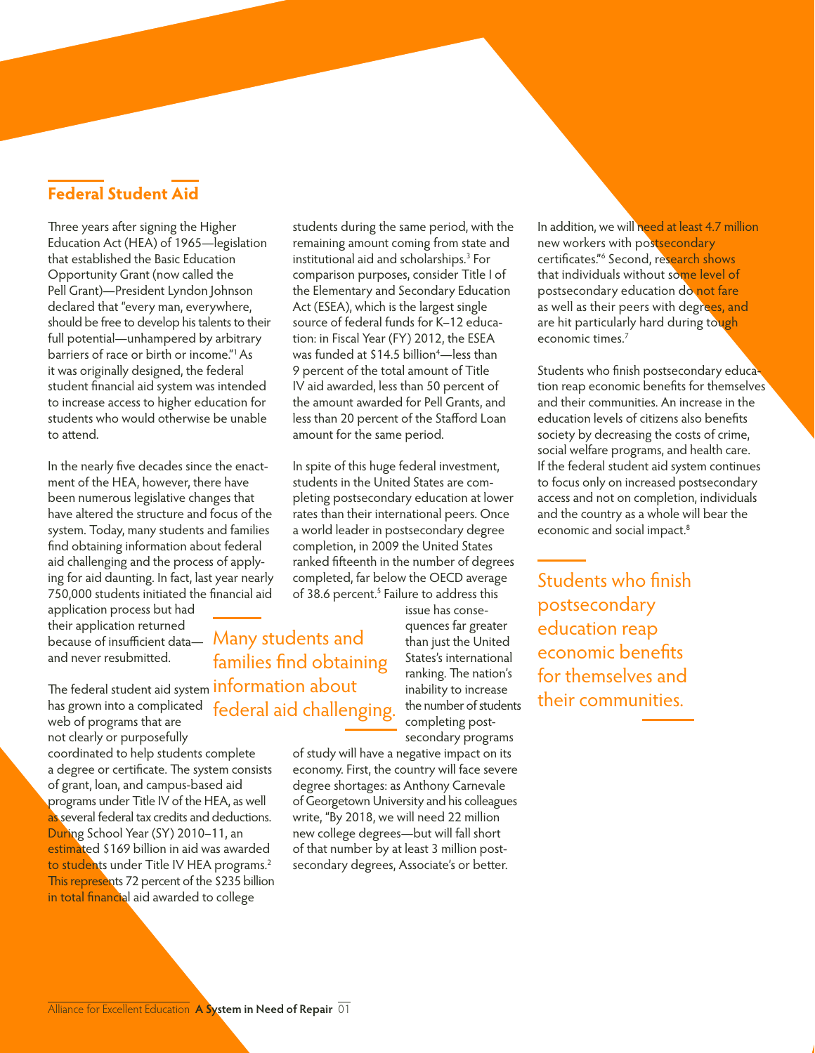## Federal Student Aid

Three years after signing the Higher Education Act (HEA) of 1965—legislation that established the Basic Education Opportunity Grant (now called the Pell Grant)—President Lyndon Johnson declared that "every man, everywhere, should be free to develop his talents to their full potential—unhampered by arbitrary barriers of race or birth or income."[1] As it was originally designed, the federal student financial aid system was intended to increase access to higher education for students who would otherwise be unable to attend.

In the nearly five decades since the enactment of the HEA, however, there have been numerous legislative changes that have altered the structure and focus of the system. Today, many students and families find obtaining information about federal aid challenging and the process of applying for aid daunting. In fact, last year nearly 750,000 students initiated the financial aid application process but had their application returned because of insufficient data—and never resubmitted.

> Many students and families find obtaining information about federal aid challenging.

The federal student aid system has grown into a complicated web of programs that are not clearly or purposefully coordinated to help students complete a degree or certificate. The system consists of grant, loan, and campus-based aid programs under Title IV of the HEA, as well as several federal tax credits and deductions. During School Year (SY) 2010–11, an estimated $169 billion in aid was awarded to students under Title IV HEA programs.[2] This represents 72 percent of the $235 billion in total financial aid awarded to college students during the same period, with the remaining amount coming from state and institutional aid and scholarships.[3] For comparison purposes, consider Title I of the Elementary and Secondary Education Act (ESEA), which is the largest single source of federal funds for K–12 education: in Fiscal Year (FY) 2012, the ESEA was funded at $14.5 billion[4]—less than 9 percent of the total amount of Title IV aid awarded, less than 50 percent of the amount awarded for Pell Grants, and less than 20 percent of the Stafford Loan amount for the same period.

In spite of this huge federal investment, students in the United States are completing postsecondary education at lower rates than their international peers. Once a world leader in postsecondary degree completion, in 2009 the United States ranked fifteenth in the number of degrees completed, far below the OECD average of 38.6 percent.[5] Failure to address this issue has consequences far greater than just the United States's international ranking. The nation's inability to increase the number of students completing postsecondary programs of study will have a negative impact on its economy. First, the country will face severe degree shortages: as Anthony Carnevale of Georgetown University and his colleagues write, "By 2018, we will need 22 million new college degrees—but will fall short of that number by at least 3 million postsecondary degrees, Associate's or better. In addition, we will need at least 4.7 million new workers with postsecondary certificates."[6] Second, research shows that individuals without some level of postsecondary education do not fare as well as their peers with degrees, and are hit particularly hard during tough economic times.[7]

Students who finish postsecondary education reap economic benefits for themselves and their communities. An increase in the education levels of citizens also benefits society by decreasing the costs of crime, social welfare programs, and health care. If the federal student aid system continues to focus only on increased postsecondary access and not on completion, individuals and the country as a whole will bear the economic and social impact.[8]

> Students who finish postsecondary education reap economic benefits for themselves and their communities.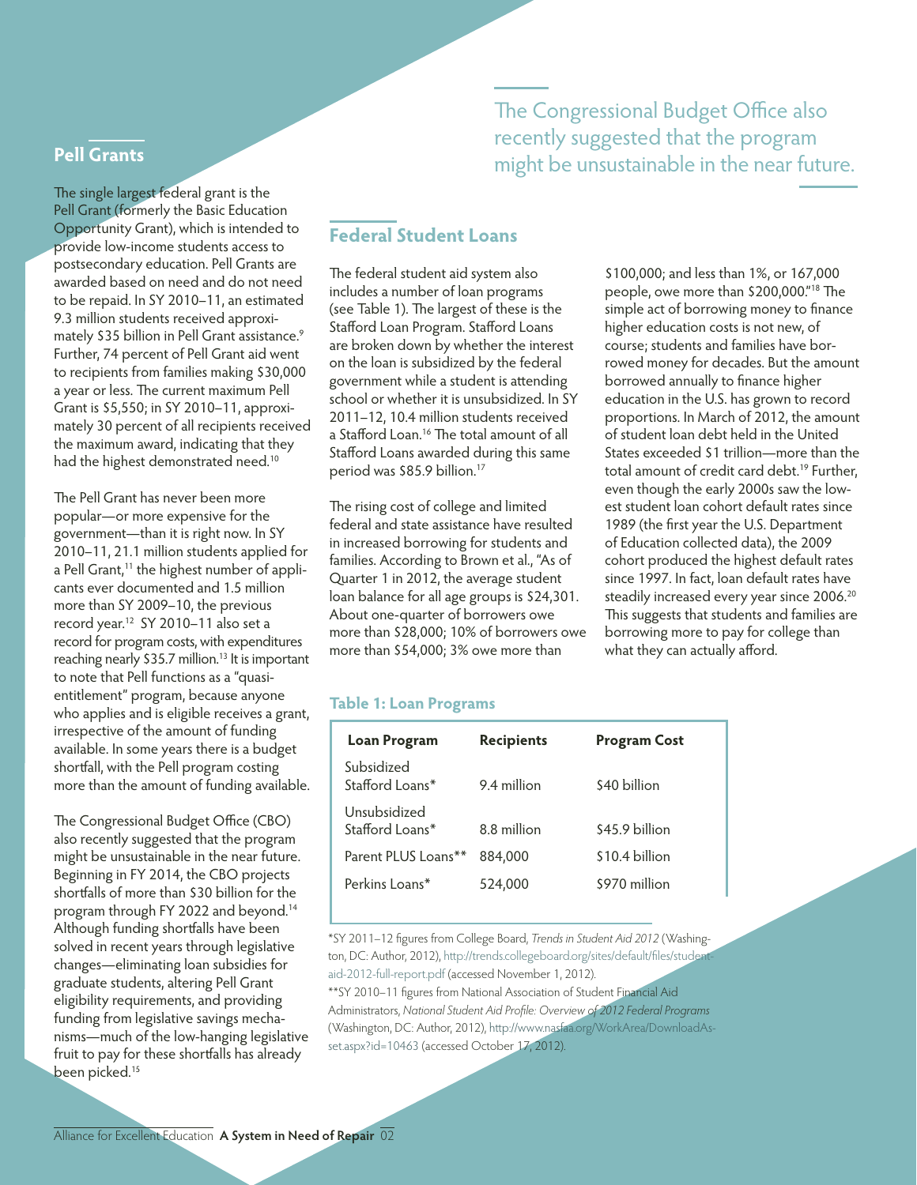## Pell Grants

The single largest federal grant is the Pell Grant (formerly the Basic Education Opportunity Grant), which is intended to provide low-income students access to postsecondary education. Pell Grants are awarded based on need and do not need to be repaid. In SY 2010–11, an estimated 9.3 million students received approximately $35 billion in Pell Grant assistance.[9] Further, 74 percent of Pell Grant aid went to recipients from families making $30,000 a year or less. The current maximum Pell Grant is $5,550; in SY 2010–11, approximately 30 percent of all recipients received the maximum award, indicating that they had the highest demonstrated need.[10]

The Pell Grant has never been more popular—or more expensive for the government—than it is right now. In SY 2010–11, 21.1 million students applied for a Pell Grant,[11] the highest number of applicants ever documented and 1.5 million more than SY 2009–10, the previous record year.[12] SY 2010–11 also set a record for program costs, with expenditures reaching nearly $35.7 million.[13] It is important to note that Pell functions as a "quasi-entitlement" program, because anyone who applies and is eligible receives a grant, irrespective of the amount of funding available. In some years there is a budget shortfall, with the Pell program costing more than the amount of funding available.

The Congressional Budget Office (CBO) also recently suggested that the program might be unsustainable in the near future. Beginning in FY 2014, the CBO projects shortfalls of more than $30 billion for the program through FY 2022 and beyond.[14] Although funding shortfalls have been solved in recent years through legislative changes—eliminating loan subsidies for graduate students, altering Pell Grant eligibility requirements, and providing funding from legislative savings mechanisms—much of the low-hanging legislative fruit to pay for these shortfalls has already been picked.[15]

> The Congressional Budget Office also recently suggested that the program might be unsustainable in the near future.

## Federal Student Loans

The federal student aid system also includes a number of loan programs (see Table 1). The largest of these is the Stafford Loan Program. Stafford Loans are broken down by whether the interest on the loan is subsidized by the federal government while a student is attending school or whether it is unsubsidized. In SY 2011–12, 10.4 million students received a Stafford Loan.[16] The total amount of all Stafford Loans awarded during this same period was $85.9 billion.[17]

The rising cost of college and limited federal and state assistance have resulted in increased borrowing for students and families. According to Brown et al., "As of Quarter 1 in 2012, the average student loan balance for all age groups is $24,301. About one-quarter of borrowers owe more than $28,000; 10% of borrowers owe more than $54,000; 3% owe more than $100,000; and less than 1%, or 167,000 people, owe more than $200,000."[18] The simple act of borrowing money to finance higher education costs is not new, of course; students and families have borrowed money for decades. But the amount borrowed annually to finance higher education in the U.S. has grown to record proportions. In March of 2012, the amount of student loan debt held in the United States exceeded $1 trillion—more than the total amount of credit card debt.[19] Further, even though the early 2000s saw the lowest student loan cohort default rates since 1989 (the first year the U.S. Department of Education collected data), the 2009 cohort produced the highest default rates since 1997. In fact, loan default rates have steadily increased every year since 2006.[20] This suggests that students and families are borrowing more to pay for college than what they can actually afford.

### Table 1: Loan Programs

| Loan Program | Recipients | Program Cost |
|---|---|---|
| Subsidized Stafford Loans* | 9.4 million | $40 billion |
| Unsubsidized Stafford Loans* | 8.8 million | $45.9 billion |
| Parent PLUS Loans** | 884,000 | $10.4 billion |
| Perkins Loans* | 524,000 | $970 million |

*SY 2011–12 figures from College Board, *Trends in Student Aid 2012* (Washington, DC: Author, 2012), http://trends.collegeboard.org/sites/default/files/student-aid-2012-full-report.pdf (accessed November 1, 2012).

**SY 2010–11 figures from National Association of Student Financial Aid Administrators, *National Student Aid Profile: Overview of 2012 Federal Programs* (Washington, DC: Author, 2012), http://www.nasfaa.org/WorkArea/DownloadAsset.aspx?id=10463 (accessed October 17, 2012).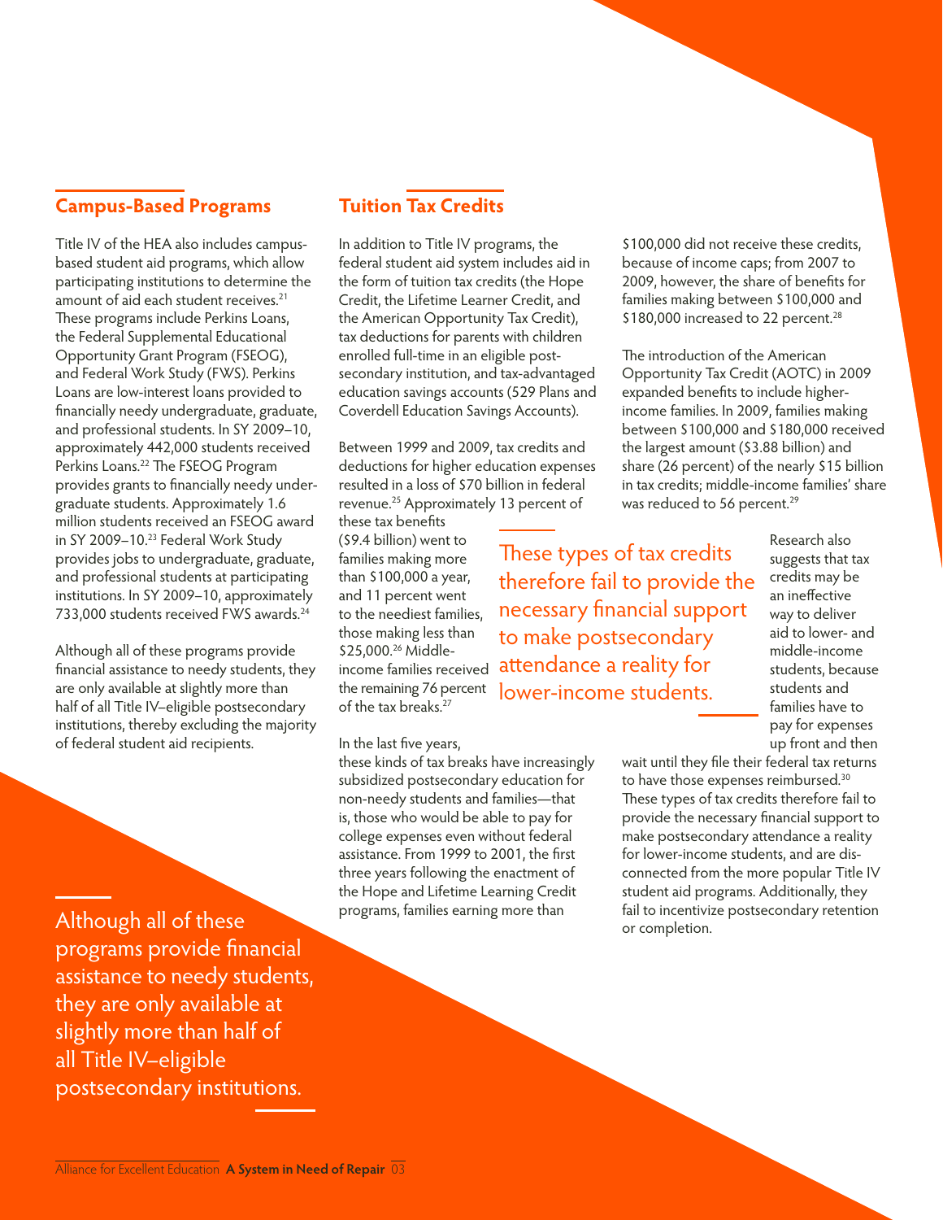## Campus-Based Programs

Title IV of the HEA also includes campus-based student aid programs, which allow participating institutions to determine the amount of aid each student receives.[21] These programs include Perkins Loans, the Federal Supplemental Educational Opportunity Grant Program (FSEOG), and Federal Work Study (FWS). Perkins Loans are low-interest loans provided to financially needy undergraduate, graduate, and professional students. In SY 2009–10, approximately 442,000 students received Perkins Loans.[22] The FSEOG Program provides grants to financially needy undergraduate students. Approximately 1.6 million students received an FSEOG award in SY 2009–10.[23] Federal Work Study provides jobs to undergraduate, graduate, and professional students at participating institutions. In SY 2009–10, approximately 733,000 students received FWS awards.[24]

Although all of these programs provide financial assistance to needy students, they are only available at slightly more than half of all Title IV–eligible postsecondary institutions, thereby excluding the majority of federal student aid recipients.

> Although all of these programs provide financial assistance to needy students, they are only available at slightly more than half of all Title IV–eligible postsecondary institutions.

## Tuition Tax Credits

In addition to Title IV programs, the federal student aid system includes aid in the form of tuition tax credits (the Hope Credit, the Lifetime Learner Credit, and the American Opportunity Tax Credit), tax deductions for parents with children enrolled full-time in an eligible postsecondary institution, and tax-advantaged education savings accounts (529 Plans and Coverdell Education Savings Accounts).

Between 1999 and 2009, tax credits and deductions for higher education expenses resulted in a loss of $70 billion in federal revenue.[25] Approximately 13 percent of these tax benefits ($9.4 billion) went to families making more than $100,000 a year, and 11 percent went to the neediest families, those making less than $25,000.[26] Middle-income families received the remaining 76 percent of the tax breaks.[27]

In the last five years, these kinds of tax breaks have increasingly subsidized postsecondary education for non-needy students and families—that is, those who would be able to pay for college expenses even without federal assistance. From 1999 to 2001, the first three years following the enactment of the Hope and Lifetime Learning Credit programs, families earning more than $100,000 did not receive these credits, because of income caps; from 2007 to 2009, however, the share of benefits for families making between $100,000 and $180,000 increased to 22 percent.[28]

The introduction of the American Opportunity Tax Credit (AOTC) in 2009 expanded benefits to include higher-income families. In 2009, families making between $100,000 and $180,000 received the largest amount ($3.88 billion) and share (26 percent) of the nearly $15 billion in tax credits; middle-income families' share was reduced to 56 percent.[29]

> These types of tax credits therefore fail to provide the necessary financial support to make postsecondary attendance a reality for lower-income students.

Research also suggests that tax credits may be an ineffective way to deliver aid to lower- and middle-income students, because students and families have to pay for expenses up front and then wait until they file their federal tax returns to have those expenses reimbursed.[30] These types of tax credits therefore fail to provide the necessary financial support to make postsecondary attendance a reality for lower-income students, and are disconnected from the more popular Title IV student aid programs. Additionally, they fail to incentivize postsecondary retention or completion.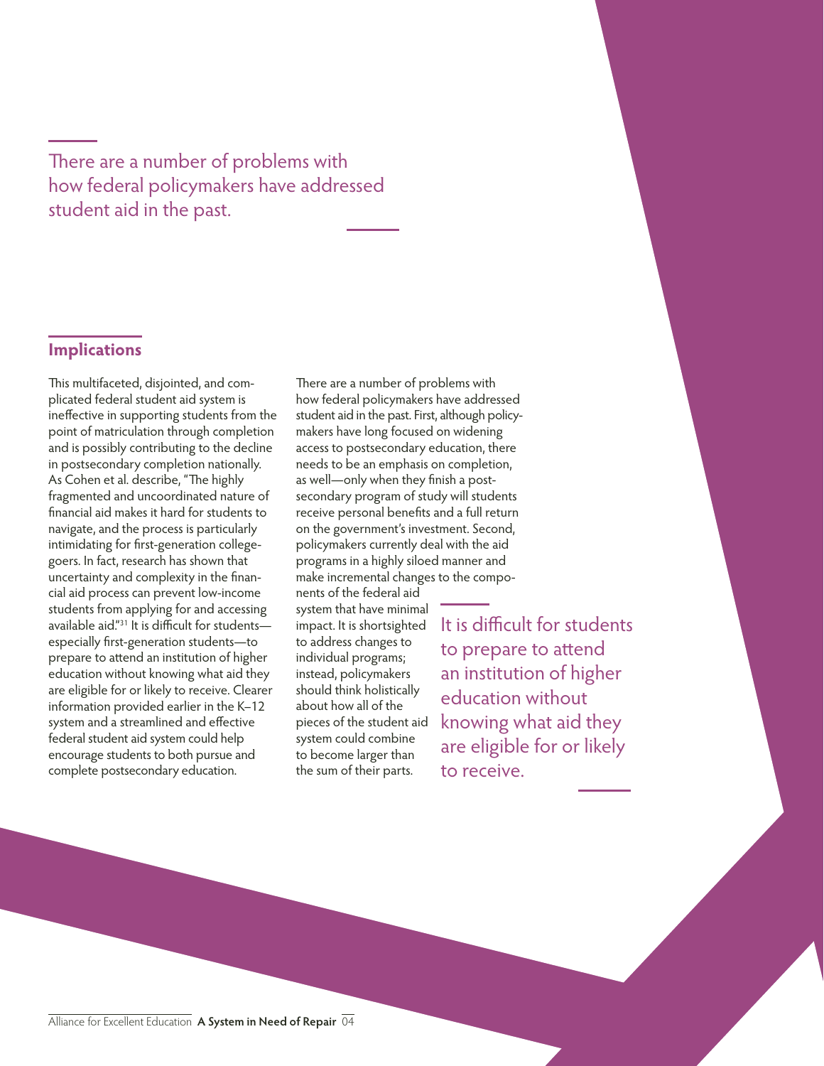There are a number of problems with how federal policymakers have addressed student aid in the past.

## Implications

This multifaceted, disjointed, and complicated federal student aid system is ineffective in supporting students from the point of matriculation through completion and is possibly contributing to the decline in postsecondary completion nationally. As Cohen et al. describe, "The highly fragmented and uncoordinated nature of financial aid makes it hard for students to navigate, and the process is particularly intimidating for first-generation college-goers. In fact, research has shown that uncertainty and complexity in the financial aid process can prevent low-income students from applying for and accessing available aid."[31] It is difficult for students—especially first-generation students—to prepare to attend an institution of higher education without knowing what aid they are eligible for or likely to receive. Clearer information provided earlier in the K–12 system and a streamlined and effective federal student aid system could help encourage students to both pursue and complete postsecondary education.

There are a number of problems with how federal policymakers have addressed student aid in the past. First, although policymakers have long focused on widening access to postsecondary education, there needs to be an emphasis on completion, as well—only when they finish a postsecondary program of study will students receive personal benefits and a full return on the government's investment. Second, policymakers currently deal with the aid programs in a highly siloed manner and make incremental changes to the components of the federal aid system that have minimal impact. It is shortsighted to address changes to individual programs; instead, policymakers should think holistically about how all of the pieces of the student aid system could combine to become larger than the sum of their parts.

It is difficult for students to prepare to attend an institution of higher education without knowing what aid they are eligible for or likely to receive.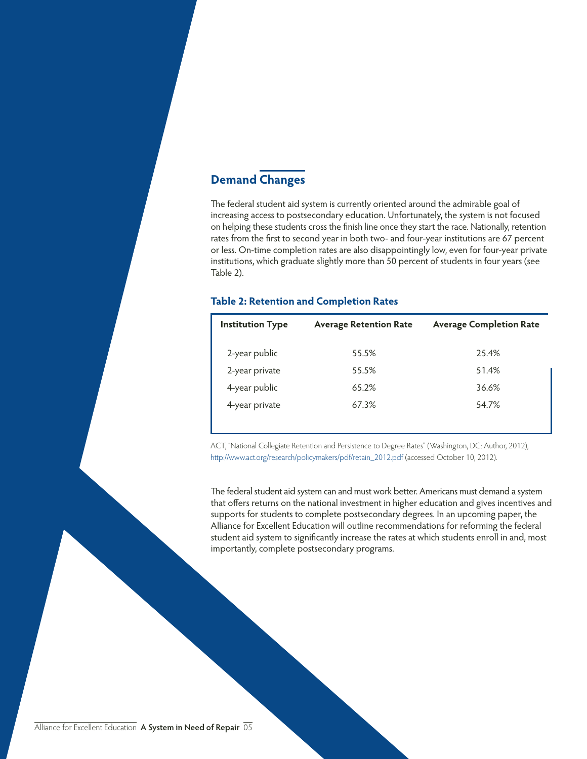## Demand Changes

The federal student aid system is currently oriented around the admirable goal of increasing access to postsecondary education. Unfortunately, the system is not focused on helping these students cross the finish line once they start the race. Nationally, retention rates from the first to second year in both two- and four-year institutions are 67 percent or less. On-time completion rates are also disappointingly low, even for four-year private institutions, which graduate slightly more than 50 percent of students in four years (see Table 2).

### Table 2: Retention and Completion Rates

| Institution Type | Average Retention Rate | Average Completion Rate |
|---|---|---|
| 2-year public | 55.5% | 25.4% |
| 2-year private | 55.5% | 51.4% |
| 4-year public | 65.2% | 36.6% |
| 4-year private | 67.3% | 54.7% |

ACT, "National Collegiate Retention and Persistence to Degree Rates" (Washington, DC: Author, 2012), http://www.act.org/research/policymakers/pdf/retain_2012.pdf (accessed October 10, 2012).

The federal student aid system can and must work better. Americans must demand a system that offers returns on the national investment in higher education and gives incentives and supports for students to complete postsecondary degrees. In an upcoming paper, the Alliance for Excellent Education will outline recommendations for reforming the federal student aid system to significantly increase the rates at which students enroll in and, most importantly, complete postsecondary programs.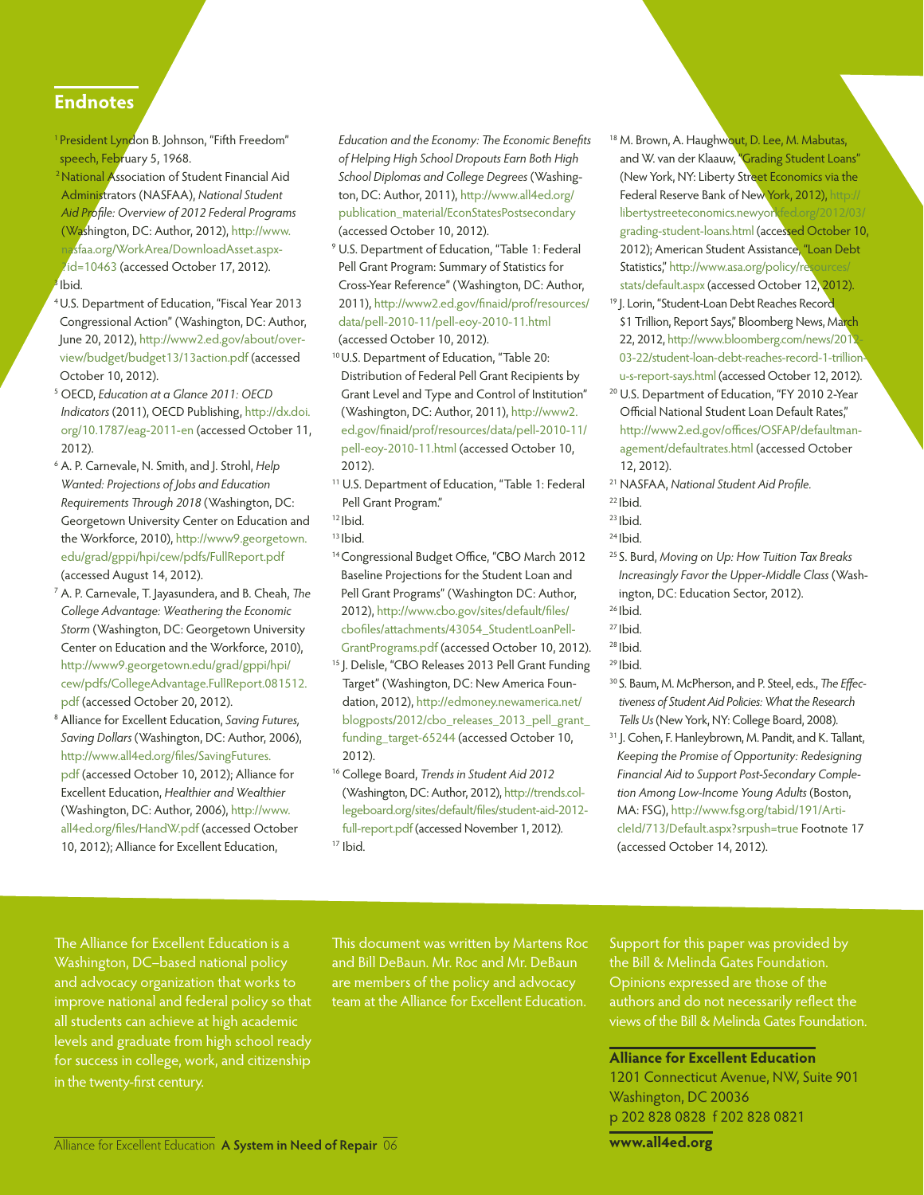## Endnotes

[1] President Lyndon B. Johnson, "Fifth Freedom" speech, February 5, 1968.

[2] National Association of Student Financial Aid Administrators (NASFAA), *National Student Aid Profile: Overview of 2012 Federal Programs* (Washington, DC: Author, 2012), http://www.nasfaa.org/WorkArea/DownloadAsset.aspx?id=10463 (accessed October 17, 2012).

[3] Ibid.

[4] U.S. Department of Education, "Fiscal Year 2013 Congressional Action" (Washington, DC: Author, June 20, 2012), http://www2.ed.gov/about/overview/budget/budget13/13action.pdf (accessed October 10, 2012).

[5] OECD, *Education at a Glance 2011: OECD Indicators* (2011), OECD Publishing, http://dx.doi.org/10.1787/eag-2011-en (accessed October 11, 2012).

[6] A. P. Carnevale, N. Smith, and J. Strohl, *Help Wanted: Projections of Jobs and Education Requirements Through 2018* (Washington, DC: Georgetown University Center on Education and the Workforce, 2010), http://www9.georgetown.edu/grad/gppi/hpi/cew/pdfs/FullReport.pdf (accessed August 14, 2012).

[7] A. P. Carnevale, T. Jayasundera, and B. Cheah, *The College Advantage: Weathering the Economic Storm* (Washington, DC: Georgetown University Center on Education and the Workforce, 2010), http://www9.georgetown.edu/grad/gppi/hpi/cew/pdfs/CollegeAdvantage.FullReport.081512.pdf (accessed October 20, 2012).

[8] Alliance for Excellent Education, *Saving Futures, Saving Dollars* (Washington, DC: Author, 2006), http://www.all4ed.org/files/SavingFutures.pdf (accessed October 10, 2012); Alliance for Excellent Education, *Healthier and Wealthier* (Washington, DC: Author, 2006), http://www.all4ed.org/files/HandW.pdf (accessed October 10, 2012); Alliance for Excellent Education, *Education and the Economy: The Economic Benefits of Helping High School Dropouts Earn Both High School Diplomas and College Degrees* (Washington, DC: Author, 2011), http://www.all4ed.org/publication_material/EconStatesPostsecondary (accessed October 10, 2012).

[9] U.S. Department of Education, "Table 1: Federal Pell Grant Program: Summary of Statistics for Cross-Year Reference" (Washington, DC: Author, 2011), http://www2.ed.gov/finaid/prof/resources/data/pell-2010-11/pell-eoy-2010-11.html (accessed October 10, 2012).

[10] U.S. Department of Education, "Table 20: Distribution of Federal Pell Grant Recipients by Grant Level and Type and Control of Institution" (Washington, DC: Author, 2011), http://www2.ed.gov/finaid/prof/resources/data/pell-2010-11/pell-eoy-2010-11.html (accessed October 10, 2012).

[11] U.S. Department of Education, "Table 1: Federal Pell Grant Program."

[12] Ibid.

[13] Ibid.

[14] Congressional Budget Office, "CBO March 2012 Baseline Projections for the Student Loan and Pell Grant Programs" (Washington DC: Author, 2012), http://www.cbo.gov/sites/default/files/cbofiles/attachments/43054_StudentLoanPellGrantPrograms.pdf (accessed October 10, 2012).

[15] J. Delisle, "CBO Releases 2013 Pell Grant Funding Target" (Washington, DC: New America Foundation, 2012), http://edmoney.newamerica.net/blogposts/2012/cbo_releases_2013_pell_grant_funding_target-65244 (accessed October 10, 2012).

[16] College Board, *Trends in Student Aid 2012* (Washington, DC: Author, 2012), http://trends.collegeboard.org/sites/default/files/student-aid-2012-full-report.pdf (accessed November 1, 2012).

[17] Ibid.

[18] M. Brown, A. Haughwout, D. Lee, M. Mabutas, and W. van der Klaauw, "Grading Student Loans" (New York, NY: Liberty Street Economics via the Federal Reserve Bank of New York, 2012), http://libertystreeteconomics.newyorkfed.org/2012/03/grading-student-loans.html (accessed October 10, 2012); American Student Assistance, "Loan Debt Statistics," http://www.asa.org/policy/resources/stats/default.aspx (accessed October 12, 2012).

[19] J. Lorin, "Student-Loan Debt Reaches Record $1 Trillion, Report Says," Bloomberg News, March 22, 2012, http://www.bloomberg.com/news/2012-03-22/student-loan-debt-reaches-record-1-trillion-u-s-report-says.html (accessed October 12, 2012).

[20] U.S. Department of Education, "FY 2010 2-Year Official National Student Loan Default Rates," http://www2.ed.gov/offices/OSFAP/defaultmanagement/defaultrates.html (accessed October 12, 2012).

[21] NASFAA, *National Student Aid Profile.*

[22] Ibid.

[23] Ibid.

[24] Ibid.

[25] S. Burd, *Moving on Up: How Tuition Tax Breaks Increasingly Favor the Upper-Middle Class* (Washington, DC: Education Sector, 2012).

[26] Ibid.

[27] Ibid.

[28] Ibid.

[29] Ibid.

[30] S. Baum, M. McPherson, and P. Steel, eds., *The Effectiveness of Student Aid Policies: What the Research Tells Us* (New York, NY: College Board, 2008).

[31] J. Cohen, F. Hanleybrown, M. Pandit, and K. Tallant, *Keeping the Promise of Opportunity: Redesigning Financial Aid to Support Post-Secondary Completion Among Low-Income Young Adults* (Boston, MA: FSG), http://www.fsg.org/tabid/191/ArticleId/713/Default.aspx?srpush=true Footnote 17 (accessed October 14, 2012).

The Alliance for Excellent Education is a Washington, DC–based national policy and advocacy organization that works to improve national and federal policy so that all students can achieve at high academic levels and graduate from high school ready for success in college, work, and citizenship in the twenty-first century.

This document was written by Martens Roc and Bill DeBaun. Mr. Roc and Mr. DeBaun are members of the policy and advocacy team at the Alliance for Excellent Education.

Support for this paper was provided by the Bill & Melinda Gates Foundation. Opinions expressed are those of the authors and do not necessarily reflect the views of the Bill & Melinda Gates Foundation.

**Alliance for Excellent Education**
1201 Connecticut Avenue, NW, Suite 901
Washington, DC 20036
p 202 828 0828 f 202 828 0821
**www.all4ed.org**